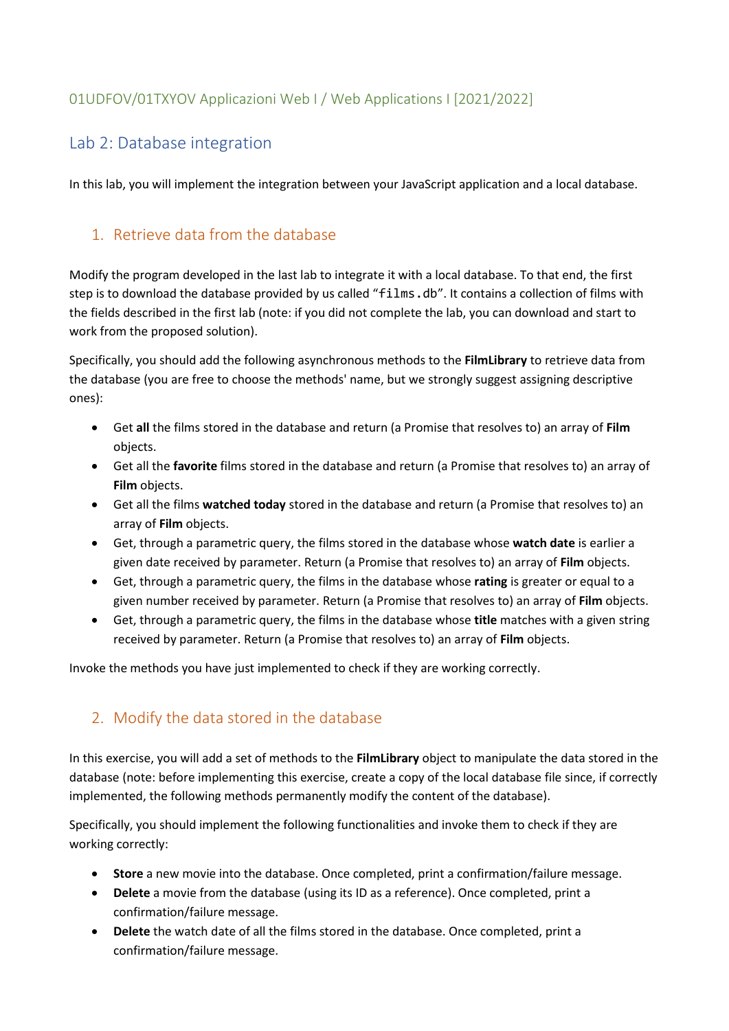01UDFOV/01TXYOV Applicazioni Web I / Web Applications I [2021/2022]

# Lab 2: Database integration

In this lab, you will implement the integration between your JavaScript application and a local database.

## 1. Retrieve data from the database

Modify the program developed in the last lab to integrate it with a local database. To that end, the first step is to download the database provided by us called "`films.db`". It contains a collection of films with the fields described in the first lab (note: if you did not complete the lab, you can download and start to work from the proposed solution).

Specifically, you should add the following asynchronous methods to the **FilmLibrary** to retrieve data from the database (you are free to choose the methods' name, but we strongly suggest assigning descriptive ones):

- Get **all** the films stored in the database and return (a Promise that resolves to) an array of **Film** objects.
- Get all the **favorite** films stored in the database and return (a Promise that resolves to) an array of **Film** objects.
- Get all the films **watched today** stored in the database and return (a Promise that resolves to) an array of **Film** objects.
- Get, through a parametric query, the films stored in the database whose **watch date** is earlier a given date received by parameter. Return (a Promise that resolves to) an array of **Film** objects.
- Get, through a parametric query, the films in the database whose **rating** is greater or equal to a given number received by parameter. Return (a Promise that resolves to) an array of **Film** objects.
- Get, through a parametric query, the films in the database whose **title** matches with a given string received by parameter. Return (a Promise that resolves to) an array of **Film** objects.

Invoke the methods you have just implemented to check if they are working correctly.

## 2. Modify the data stored in the database

In this exercise, you will add a set of methods to the **FilmLibrary** object to manipulate the data stored in the database (note: before implementing this exercise, create a copy of the local database file since, if correctly implemented, the following methods permanently modify the content of the database).

Specifically, you should implement the following functionalities and invoke them to check if they are working correctly:

- **Store** a new movie into the database. Once completed, print a confirmation/failure message.
- **Delete** a movie from the database (using its ID as a reference). Once completed, print a confirmation/failure message.
- **Delete** the watch date of all the films stored in the database. Once completed, print a confirmation/failure message.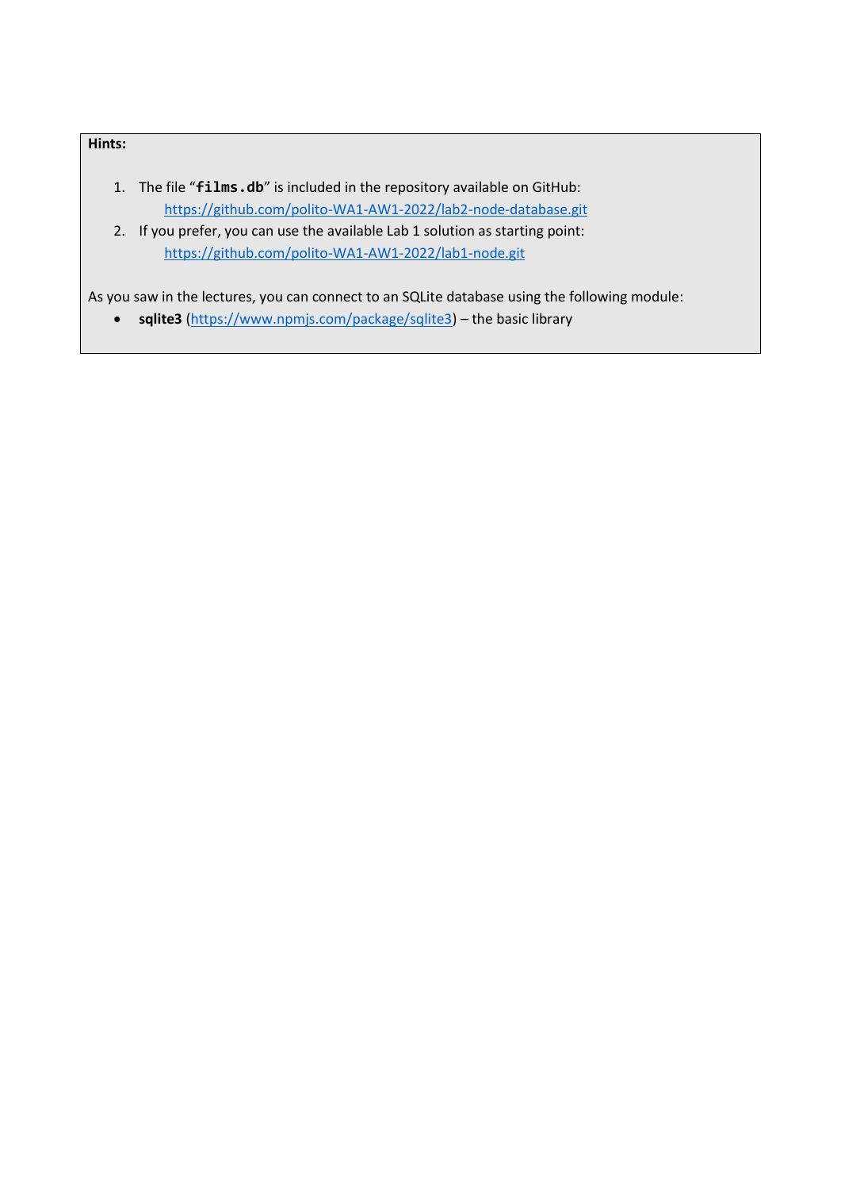**Hints:**

1. The file "**`films.db`**" is included in the repository available on GitHub:
   [https://github.com/polito-WA1-AW1-2022/lab2-node-database.git](https://github.com/polito-WA1-AW1-2022/lab2-node-database.git)
2. If you prefer, you can use the available Lab 1 solution as starting point:
   [https://github.com/polito-WA1-AW1-2022/lab1-node.git](https://github.com/polito-WA1-AW1-2022/lab1-node.git)

As you saw in the lectures, you can connect to an SQLite database using the following module:

- **sqlite3** ([https://www.npmjs.com/package/sqlite3](https://www.npmjs.com/package/sqlite3)) – the basic library